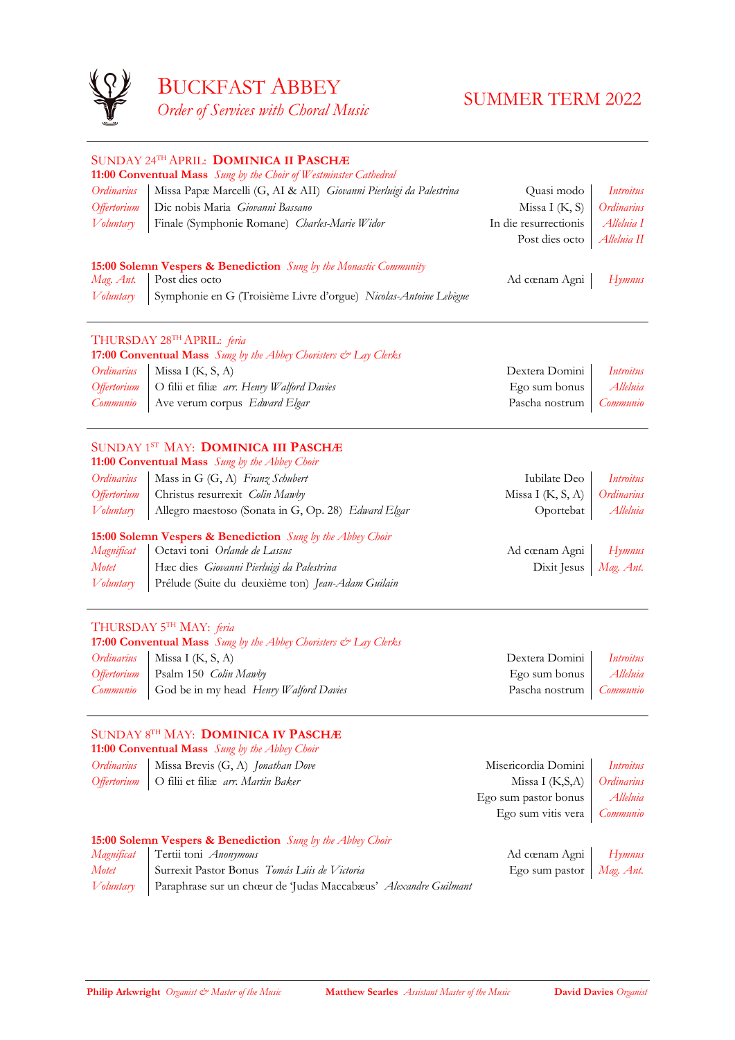# BUCKFAST ABBEY

*Order of Services with Choral Music*

## SUMMER TERM 2022

---

### SUNDAY 24TH APRIL: **DOMINICA II PASCHÆ**

**11:00 Conventual Mass** *Sung by the Choir of Westminster Cathedral*

| | | | |
|---|---|---|---|
| *Ordinarius* | Missa Papæ Marcelli (G, AI & AII) *Giovanni Pierluigi da Palestrina* | Quasi modo | *Introitus* |
| *Offertorium* | Dic nobis Maria *Giovanni Bassano* | Missa I (K, S) | *Ordinarius* |
| *Voluntary* | Finale (Symphonie Romane) *Charles-Marie Widor* | In die resurrectionis | *Alleluia I* |
| | | Post dies octo | *Alleluia II* |

**15:00 Solemn Vespers & Benediction** *Sung by the Monastic Community*

| | | | |
|---|---|---|---|
| *Mag. Ant.* | Post dies octo | Ad cœnam Agni | *Hymnus* |
| *Voluntary* | Symphonie en G (Troisième Livre d'orgue) *Nicolas-Antoine Lebègue* | | |

---

### THURSDAY 28TH APRIL: *feria*

**17:00 Conventual Mass** *Sung by the Abbey Choristers & Lay Clerks*

| | | | |
|---|---|---|---|
| *Ordinarius* | Missa I (K, S, A) | Dextera Domini | *Introitus* |
| *Offertorium* | O filii et filiæ *arr. Henry Walford Davies* | Ego sum bonus | *Alleluia* |
| *Communio* | Ave verum corpus *Edward Elgar* | Pascha nostrum | *Communio* |

---

### SUNDAY 1ST MAY: **DOMINICA III PASCHÆ**

**11:00 Conventual Mass** *Sung by the Abbey Choir*

| | | | |
|---|---|---|---|
| *Ordinarius* | Mass in G (G, A) *Franz Schubert* | Iubilate Deo | *Introitus* |
| *Offertorium* | Christus resurrexit *Colin Mawby* | Missa I (K, S, A) | *Ordinarius* |
| *Voluntary* | Allegro maestoso (Sonata in G, Op. 28) *Edward Elgar* | Oportebat | *Alleluia* |

**15:00 Solemn Vespers & Benediction** *Sung by the Abbey Choir*

| | | | |
|---|---|---|---|
| *Magnificat* | Octavi toni *Orlande de Lassus* | Ad cœnam Agni | *Hymnus* |
| *Motet* | Hæc dies *Giovanni Pierluigi da Palestrina* | Dixit Jesus | *Mag. Ant.* |
| *Voluntary* | Prélude (Suite du deuxième ton) *Jean-Adam Guilain* | | |

---

### THURSDAY 5TH MAY: *feria*

**17:00 Conventual Mass** *Sung by the Abbey Choristers & Lay Clerks*

| | | | |
|---|---|---|---|
| *Ordinarius* | Missa I (K, S, A) | Dextera Domini | *Introitus* |
| *Offertorium* | Psalm 150 *Colin Mawby* | Ego sum bonus | *Alleluia* |
| *Communio* | God be in my head *Henry Walford Davies* | Pascha nostrum | *Communio* |

---

### SUNDAY 8TH MAY: **DOMINICA IV PASCHÆ**

**11:00 Conventual Mass** *Sung by the Abbey Choir*

| | | | |
|---|---|---|---|
| *Ordinarius* | Missa Brevis (G, A) *Jonathan Dove* | Misericordia Domini | *Introitus* |
| *Offertorium* | O filii et filiæ *arr. Martin Baker* | Missa I (K,S,A) | *Ordinarius* |
| | | Ego sum pastor bonus | *Alleluia* |
| | | Ego sum vitis vera | *Communio* |

**15:00 Solemn Vespers & Benediction** *Sung by the Abbey Choir*

| | | | |
|---|---|---|---|
| *Magnificat* | Tertii toni *Anonymous* | Ad cœnam Agni | *Hymnus* |
| *Motet* | Surrexit Pastor Bonus *Tomás Lúis de Victoria* | Ego sum pastor | *Mag. Ant.* |
| *Voluntary* | Paraphrase sur un chœur de 'Judas Maccabæus' *Alexandre Guilmant* | | |

---

**Philip Arkwright** *Organist & Master of the Music* **Matthew Searles** *Assistant Master of the Music* **David Davies** *Organist*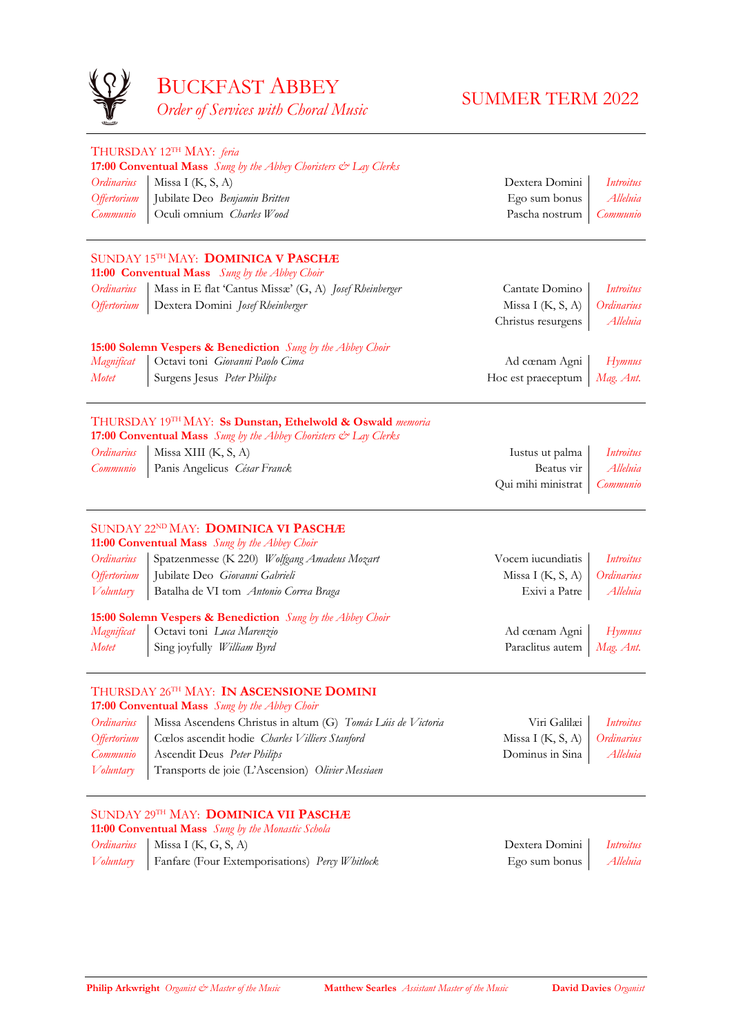# BUCKFAST ABBEY
*Order of Services with Choral Music*

## SUMMER TERM 2022

---

### THURSDAY 12TH MAY: *feria*

**17:00 Conventual Mass** *Sung by the Abbey Choristers & Lay Clerks*

| | | | |
|---|---|---|---|
| *Ordinarius* | Missa I (K, S, A) | Dextera Domini | *Introitus* |
| *Offertorium* | Jubilate Deo *Benjamin Britten* | Ego sum bonus | *Alleluia* |
| *Communio* | Oculi omnium *Charles Wood* | Pascha nostrum | *Communio* |

---

### SUNDAY 15TH MAY: **DOMINICA V PASCHÆ**

**11:00 Conventual Mass** *Sung by the Abbey Choir*

| | | | |
|---|---|---|---|
| *Ordinarius* | Mass in E flat 'Cantus Missæ' (G, A) *Josef Rheinberger* | Cantate Domino | *Introitus* |
| *Offertorium* | Dextera Domini *Josef Rheinberger* | Missa I (K, S, A) | *Ordinarius* |
| | | Christus resurgens | *Alleluia* |

**15:00 Solemn Vespers & Benediction** *Sung by the Abbey Choir*

| | | | |
|---|---|---|---|
| *Magnificat* | Octavi toni *Giovanni Paolo Cima* | Ad cœnam Agni | *Hymnus* |
| *Motet* | Surgens Jesus *Peter Philips* | Hoc est praeceptum | *Mag. Ant.* |

---

### THURSDAY 19TH MAY: **Ss Dunstan, Ethelwold & Oswald** *memoria*

**17:00 Conventual Mass** *Sung by the Abbey Choristers & Lay Clerks*

| | | | |
|---|---|---|---|
| *Ordinarius* | Missa XIII (K, S, A) | Iustus ut palma | *Introitus* |
| *Communio* | Panis Angelicus *César Franck* | Beatus vir | *Alleluia* |
| | | Qui mihi ministrat | *Communio* |

---

### SUNDAY 22ND MAY: **DOMINICA VI PASCHÆ**

**11:00 Conventual Mass** *Sung by the Abbey Choir*

| | | | |
|---|---|---|---|
| *Ordinarius* | Spatzenmesse (K 220) *Wolfgang Amadeus Mozart* | Vocem iucundiatis | *Introitus* |
| *Offertorium* | Jubilate Deo *Giovanni Gabrieli* | Missa I (K, S, A) | *Ordinarius* |
| *Voluntary* | Batalha de VI tom *Antonio Correa Braga* | Exivi a Patre | *Alleluia* |

**15:00 Solemn Vespers & Benediction** *Sung by the Abbey Choir*

| | | | |
|---|---|---|---|
| *Magnificat* | Octavi toni *Luca Marenzio* | Ad cœnam Agni | *Hymnus* |
| *Motet* | Sing joyfully *William Byrd* | Paraclitus autem | *Mag. Ant.* |

---

### THURSDAY 26TH MAY: **IN ASCENSIONE DOMINI**

**17:00 Conventual Mass** *Sung by the Abbey Choir*

| | | | |
|---|---|---|---|
| *Ordinarius* | Missa Ascendens Christus in altum (G) *Tomás Luis de Victoria* | Viri Galilæi | *Introitus* |
| *Offertorium* | Cœlos ascendit hodie *Charles Villiers Stanford* | Missa I (K, S, A) | *Ordinarius* |
| *Communio* | Ascendit Deus *Peter Philips* | Dominus in Sina | *Alleluia* |
| *Voluntary* | Transports de joie (L'Ascension) *Olivier Messiaen* | | |

---

### SUNDAY 29TH MAY: **DOMINICA VII PASCHÆ**

**11:00 Conventual Mass** *Sung by the Monastic Schola*

| | | | |
|---|---|---|---|
| *Ordinarius* | Missa I (K, G, S, A) | Dextera Domini | *Introitus* |
| *Voluntary* | Fanfare (Four Extemporisations) *Percy Whitlock* | Ego sum bonus | *Alleluia* |

---

**Philip Arkwright** *Organist & Master of the Music* **Matthew Searles** *Assistant Master of the Music* **David Davies** *Organist*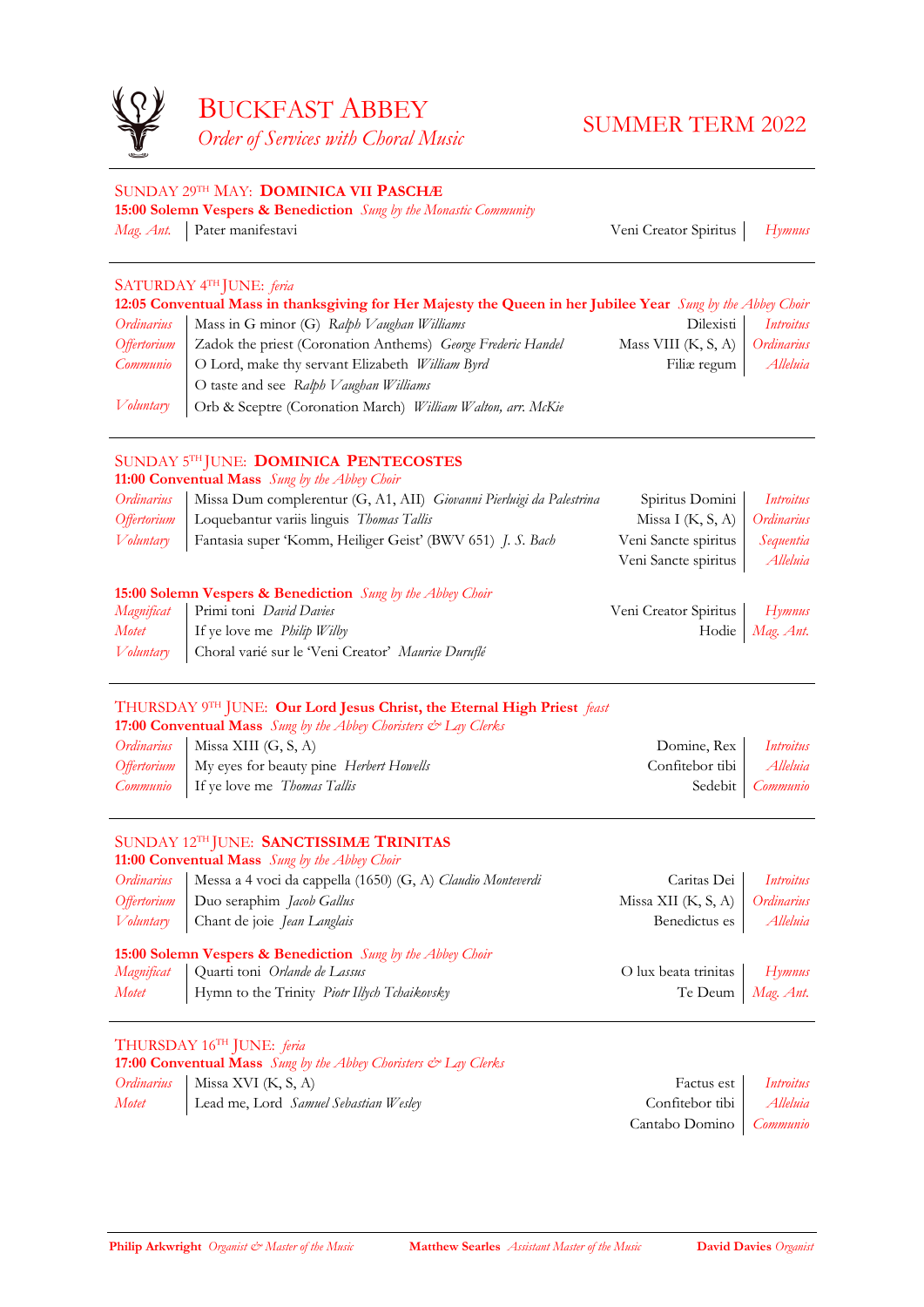# BUCKFAST ABBEY

*Order of Services with Choral Music*

## SUMMER TERM 2022

---

### SUNDAY 29TH MAY: **DOMINICA VII PASCHÆ**

**15:00 Solemn Vespers & Benediction** *Sung by the Monastic Community*

| | | | |
|---|---|---|---|
| *Mag. Ant.* | Pater manifestavi | Veni Creator Spiritus | *Hymnus* |

---

### SATURDAY 4TH JUNE: *feria*

**12:05 Conventual Mass in thanksgiving for Her Majesty the Queen in her Jubilee Year** *Sung by the Abbey Choir*

| | | | |
|---|---|---|---|
| *Ordinarius* | Mass in G minor (G) *Ralph Vaughan Williams* | Dilexisti | *Introitus* |
| *Offertorium* | Zadok the priest (Coronation Anthems) *George Frederic Handel* | Mass VIII (K, S, A) | *Ordinarius* |
| *Communio* | O Lord, make thy servant Elizabeth *William Byrd* | Filiæ regum | *Alleluia* |
| | O taste and see *Ralph Vaughan Williams* | | |
| *Voluntary* | Orb & Sceptre (Coronation March) *William Walton, arr. McKie* | | |

---

### SUNDAY 5TH JUNE: **DOMINICA PENTECOSTES**

**11:00 Conventual Mass** *Sung by the Abbey Choir*

| | | | |
|---|---|---|---|
| *Ordinarius* | Missa Dum complerentur (G, A1, AII) *Giovanni Pierluigi da Palestrina* | Spiritus Domini | *Introitus* |
| *Offertorium* | Loquebantur variis linguis *Thomas Tallis* | Missa I (K, S, A) | *Ordinarius* |
| *Voluntary* | Fantasia super 'Komm, Heiliger Geist' (BWV 651) *J. S. Bach* | Veni Sancte spiritus | *Sequentia* |
| | | Veni Sancte spiritus | *Alleluia* |

**15:00 Solemn Vespers & Benediction** *Sung by the Abbey Choir*

| | | | |
|---|---|---|---|
| *Magnificat* | Primi toni *David Davies* | Veni Creator Spiritus | *Hymnus* |
| *Motet* | If ye love me *Philip Wilby* | Hodie | *Mag. Ant.* |
| *Voluntary* | Choral varié sur le 'Veni Creator' *Maurice Duruflé* | | |

---

### THURSDAY 9TH JUNE: **Our Lord Jesus Christ, the Eternal High Priest** *feast*

**17:00 Conventual Mass** *Sung by the Abbey Choristers & Lay Clerks*

| | | | |
|---|---|---|---|
| *Ordinarius* | Missa XIII (G, S, A) | Domine, Rex | *Introitus* |
| *Offertorium* | My eyes for beauty pine *Herbert Howells* | Confitebor tibi | *Alleluia* |
| *Communio* | If ye love me *Thomas Tallis* | Sedebit | *Communio* |

---

### SUNDAY 12TH JUNE: **SANCTISSIMÆ TRINITAS**

**11:00 Conventual Mass** *Sung by the Abbey Choir*

| | | | |
|---|---|---|---|
| *Ordinarius* | Messa a 4 voci da cappella (1650) (G, A) *Claudio Monteverdi* | Caritas Dei | *Introitus* |
| *Offertorium* | Duo seraphim *Jacob Gallus* | Missa XII (K, S, A) | *Ordinarius* |
| *Voluntary* | Chant de joie *Jean Langlais* | Benedictus es | *Alleluia* |

**15:00 Solemn Vespers & Benediction** *Sung by the Abbey Choir*

| | | | |
|---|---|---|---|
| *Magnificat* | Quarti toni *Orlande de Lassus* | O lux beata trinitas | *Hymnus* |
| *Motet* | Hymn to the Trinity *Piotr Illych Tchaikovsky* | Te Deum | *Mag. Ant.* |

---

### THURSDAY 16TH JUNE: *feria*

**17:00 Conventual Mass** *Sung by the Abbey Choristers & Lay Clerks*

| | | | |
|---|---|---|---|
| *Ordinarius* | Missa XVI (K, S, A) | Factus est | *Introitus* |
| *Motet* | Lead me, Lord *Samuel Sebastian Wesley* | Confitebor tibi | *Alleluia* |
| | | Cantabo Domino | *Communio* |

---

**Philip Arkwright** *Organist & Master of the Music* **Matthew Searles** *Assistant Master of the Music* **David Davies** *Organist*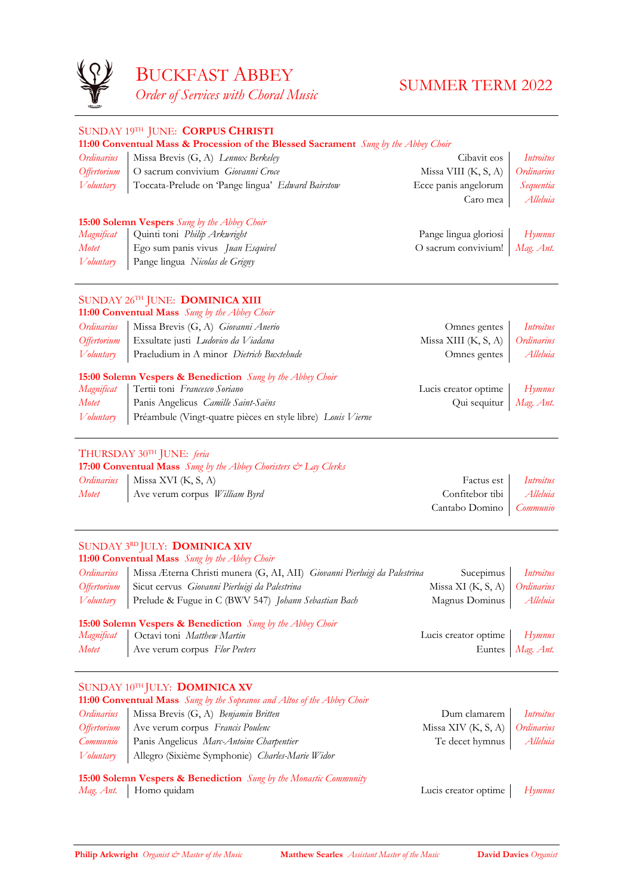# BUCKFAST ABBEY

*Order of Services with Choral Music*

## SUMMER TERM 2022

---

### SUNDAY 19TH JUNE: **CORPUS CHRISTI**

**11:00 Conventual Mass & Procession of the Blessed Sacrament** *Sung by the Abbey Choir*

| | | | |
|---|---|---|---|
| *Ordinarius* | Missa Brevis (G, A) *Lennox Berkeley* | Cibavit eos | *Introitus* |
| *Offertorium* | O sacrum convivium *Giovanni Croce* | Missa VIII (K, S, A) | *Ordinarius* |
| *Voluntary* | Toccata-Prelude on 'Pange lingua' *Edward Bairstow* | Ecce panis angelorum | *Sequentia* |
| | | Caro mea | *Alleluia* |

**15:00 Solemn Vespers** *Sung by the Abbey Choir*

| | | | |
|---|---|---|---|
| *Magnificat* | Quinti toni *Philip Arkwright* | Pange lingua gloriosi | *Hymnus* |
| *Motet* | Ego sum panis vivus *Juan Esquivel* | O sacrum convivium! | *Mag. Ant.* |
| *Voluntary* | Pange lingua *Nicolas de Grigny* | | |

---

### SUNDAY 26TH JUNE: **DOMINICA XIII**

**11:00 Conventual Mass** *Sung by the Abbey Choir*

| | | | |
|---|---|---|---|
| *Ordinarius* | Missa Brevis (G, A) *Giovanni Anerio* | Omnes gentes | *Introitus* |
| *Offertorium* | Exsultate justi *Ludovico da Viadana* | Missa XIII (K, S, A) | *Ordinarius* |
| *Voluntary* | Praeludium in A minor *Dietrich Buxtehude* | Omnes gentes | *Alleluia* |

**15:00 Solemn Vespers & Benediction** *Sung by the Abbey Choir*

| | | | |
|---|---|---|---|
| *Magnificat* | Tertii toni *Francesco Soriano* | Lucis creator optime | *Hymnus* |
| *Motet* | Panis Angelicus *Camille Saint-Saëns* | Qui sequitur | *Mag. Ant.* |
| *Voluntary* | Préambule (Vingt-quatre pièces en style libre) *Louis Vierne* | | |

---

### THURSDAY 30TH JUNE: *feria*

**17:00 Conventual Mass** *Sung by the Abbey Choristers & Lay Clerks*

| | | | |
|---|---|---|---|
| *Ordinarius* | Missa XVI (K, S, A) | Factus est | *Introitus* |
| *Motet* | Ave verum corpus *William Byrd* | Confitebor tibi | *Alleluia* |
| | | Cantabo Domino | *Communio* |

---

### SUNDAY 3RD JULY: **DOMINICA XIV**

**11:00 Conventual Mass** *Sung by the Abbey Choir*

| | | | |
|---|---|---|---|
| *Ordinarius* | Missa Æterna Christi munera (G, AI, AII) *Giovanni Pierluigi da Palestrina* | Sucepimus | *Introitus* |
| *Offertorium* | Sicut cervus *Giovanni Pierluigi da Palestrina* | Missa XI (K, S, A) | *Ordinarius* |
| *Voluntary* | Prelude & Fugue in C (BWV 547) *Johann Sebastian Bach* | Magnus Dominus | *Alleluia* |

**15:00 Solemn Vespers & Benediction** *Sung by the Abbey Choir*

| | | | |
|---|---|---|---|
| *Magnificat* | Octavi toni *Matthew Martin* | Lucis creator optime | *Hymnus* |
| *Motet* | Ave verum corpus *Flor Peeters* | Euntes | *Mag. Ant.* |

---

### SUNDAY 10TH JULY: **DOMINICA XV**

**11:00 Conventual Mass** *Sung by the Sopranos and Altos of the Abbey Choir*

| | | | |
|---|---|---|---|
| *Ordinarius* | Missa Brevis (G, A) *Benjamin Britten* | Dum clamarem | *Introitus* |
| *Offertorium* | Ave verum corpus *Francis Poulenc* | Missa XIV (K, S, A) | *Ordinarius* |
| *Communio* | Panis Angelicus *Marc-Antoine Charpentier* | Te decet hymnus | *Alleluia* |
| *Voluntary* | Allegro (Sixième Symphonie) *Charles-Marie Widor* | | |

**15:00 Solemn Vespers & Benediction** *Sung by the Monastic Community*

| | | | |
|---|---|---|---|
| *Mag. Ant.* | Homo quidam | Lucis creator optime | *Hymnus* |

---

**Philip Arkwright** *Organist & Master of the Music* **Matthew Searles** *Assistant Master of the Music* **David Davies** *Organist*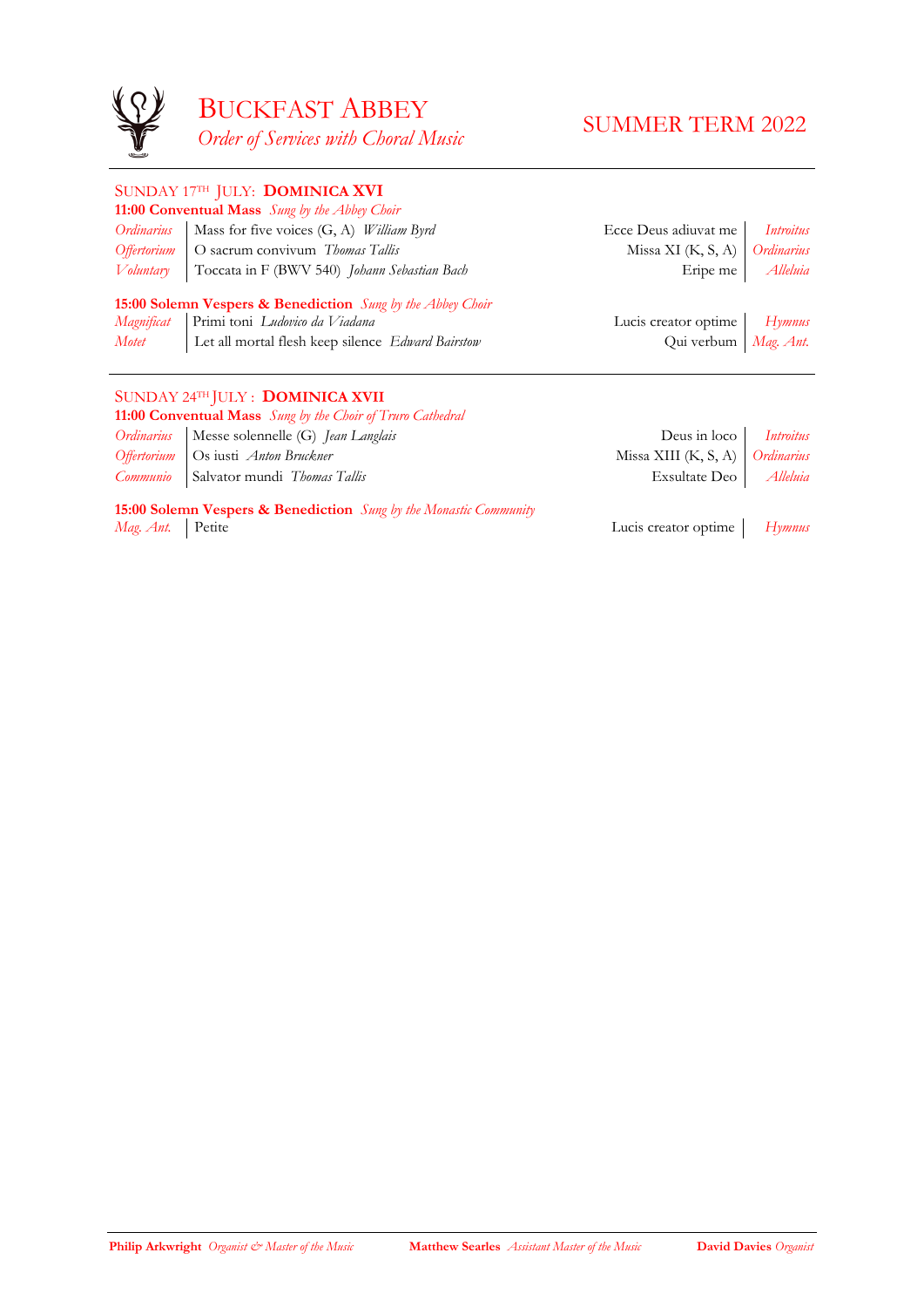# Buckfast Abbey

*Order of Services with Choral Music*

## SUMMER TERM 2022

### SUNDAY 17[TH] JULY: **DOMINICA XVI**

**11:00 Conventual Mass** *Sung by the Abbey Choir*

| | | | |
|---|---|---|---|
| *Ordinarius* | Mass for five voices (G, A) *William Byrd* | Ecce Deus adiuvat me | *Introitus* |
| *Offertorium* | O sacrum convivum *Thomas Tallis* | Missa XI (K, S, A) | *Ordinarius* |
| *Voluntary* | Toccata in F (BWV 540) *Johann Sebastian Bach* | Eripe me | *Alleluia* |

**15:00 Solemn Vespers & Benediction** *Sung by the Abbey Choir*

| | | | |
|---|---|---|---|
| *Magnificat* | Primi toni *Ludovico da Viadana* | Lucis creator optime | *Hymnus* |
| *Motet* | Let all mortal flesh keep silence *Edward Bairstow* | Qui verbum | *Mag. Ant.* |

### SUNDAY 24[TH] JULY : **DOMINICA XVII**

**11:00 Conventual Mass** *Sung by the Choir of Truro Cathedral*

| | | | |
|---|---|---|---|
| *Ordinarius* | Messe solennelle (G) *Jean Langlais* | Deus in loco | *Introitus* |
| *Offertorium* | Os iusti *Anton Bruckner* | Missa XIII (K, S, A) | *Ordinarius* |
| *Communio* | Salvator mundi *Thomas Tallis* | Exsultate Deo | *Alleluia* |

**15:00 Solemn Vespers & Benediction** *Sung by the Monastic Community*

| | | | |
|---|---|---|---|
| *Mag. Ant.* | Petite | Lucis creator optime | *Hymnus* |

**Philip Arkwright** *Organist & Master of the Music* **Matthew Searles** *Assistant Master of the Music* **David Davies** *Organist*